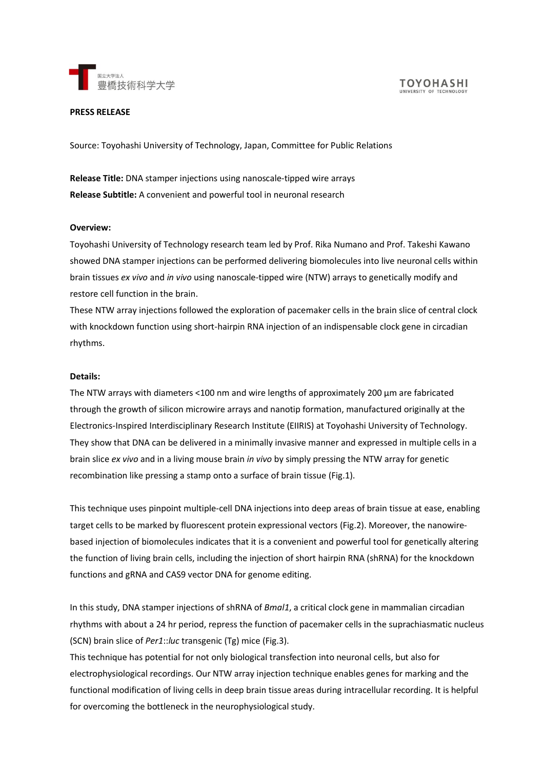**PRESS RELEASE**

Source: Toyohashi University of Technology, Japan, Committee for Public Relations

**Release Title:** DNA stamper injections using nanoscale-tipped wire arrays
**Release Subtitle:** A convenient and powerful tool in neuronal research

**Overview:**

Toyohashi University of Technology research team led by Prof. Rika Numano and Prof. Takeshi Kawano showed DNA stamper injections can be performed delivering biomolecules into live neuronal cells within brain tissues *ex vivo* and *in vivo* using nanoscale-tipped wire (NTW) arrays to genetically modify and restore cell function in the brain.

These NTW array injections followed the exploration of pacemaker cells in the brain slice of central clock with knockdown function using short-hairpin RNA injection of an indispensable clock gene in circadian rhythms.

**Details:**

The NTW arrays with diameters <100 nm and wire lengths of approximately 200 μm are fabricated through the growth of silicon microwire arrays and nanotip formation, manufactured originally at the Electronics-Inspired Interdisciplinary Research Institute (EIIRIS) at Toyohashi University of Technology. They show that DNA can be delivered in a minimally invasive manner and expressed in multiple cells in a brain slice *ex vivo* and in a living mouse brain *in vivo* by simply pressing the NTW array for genetic recombination like pressing a stamp onto a surface of brain tissue (Fig.1).

This technique uses pinpoint multiple-cell DNA injections into deep areas of brain tissue at ease, enabling target cells to be marked by fluorescent protein expressional vectors (Fig.2). Moreover, the nanowire-based injection of biomolecules indicates that it is a convenient and powerful tool for genetically altering the function of living brain cells, including the injection of short hairpin RNA (shRNA) for the knockdown functions and gRNA and CAS9 vector DNA for genome editing.

In this study, DNA stamper injections of shRNA of *Bmal1*, a critical clock gene in mammalian circadian rhythms with about a 24 hr period, repress the function of pacemaker cells in the suprachiasmatic nucleus (SCN) brain slice of *Per1*::*luc* transgenic (Tg) mice (Fig.3).

This technique has potential for not only biological transfection into neuronal cells, but also for electrophysiological recordings. Our NTW array injection technique enables genes for marking and the functional modification of living cells in deep brain tissue areas during intracellular recording. It is helpful for overcoming the bottleneck in the neurophysiological study.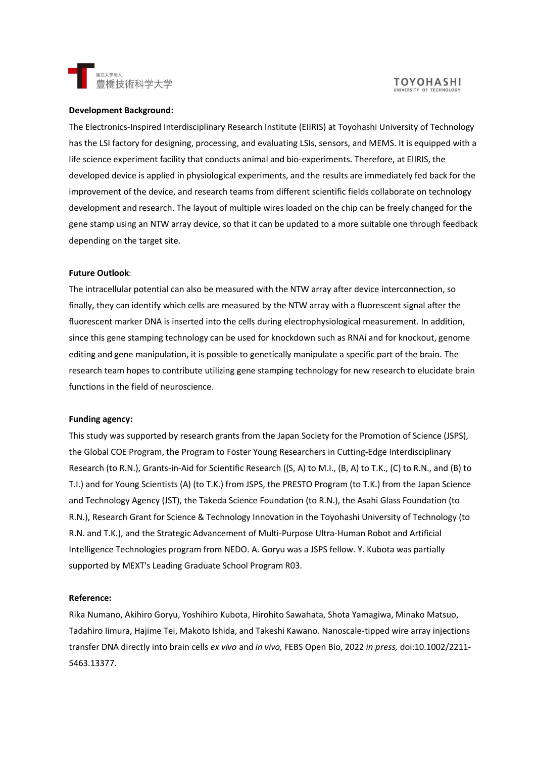**Development Background:**

The Electronics-Inspired Interdisciplinary Research Institute (EIIRIS) at Toyohashi University of Technology has the LSI factory for designing, processing, and evaluating LSIs, sensors, and MEMS. It is equipped with a life science experiment facility that conducts animal and bio-experiments. Therefore, at EIIRIS, the developed device is applied in physiological experiments, and the results are immediately fed back for the improvement of the device, and research teams from different scientific fields collaborate on technology development and research. The layout of multiple wires loaded on the chip can be freely changed for the gene stamp using an NTW array device, so that it can be updated to a more suitable one through feedback depending on the target site.

**Future Outlook**:

The intracellular potential can also be measured with the NTW array after device interconnection, so finally, they can identify which cells are measured by the NTW array with a fluorescent signal after the fluorescent marker DNA is inserted into the cells during electrophysiological measurement. In addition, since this gene stamping technology can be used for knockdown such as RNAi and for knockout, genome editing and gene manipulation, it is possible to genetically manipulate a specific part of the brain. The research team hopes to contribute utilizing gene stamping technology for new research to elucidate brain functions in the field of neuroscience.

**Funding agency:**

This study was supported by research grants from the Japan Society for the Promotion of Science (JSPS), the Global COE Program, the Program to Foster Young Researchers in Cutting-Edge Interdisciplinary Research (to R.N.), Grants-in-Aid for Scientific Research ((S, A) to M.I., (B, A) to T.K., (C) to R.N., and (B) to T.I.) and for Young Scientists (A) (to T.K.) from JSPS, the PRESTO Program (to T.K.) from the Japan Science and Technology Agency (JST), the Takeda Science Foundation (to R.N.), the Asahi Glass Foundation (to R.N.), Research Grant for Science & Technology Innovation in the Toyohashi University of Technology (to R.N. and T.K.), and the Strategic Advancement of Multi-Purpose Ultra-Human Robot and Artificial Intelligence Technologies program from NEDO. A. Goryu was a JSPS fellow. Y. Kubota was partially supported by MEXT's Leading Graduate School Program R03.

**Reference:**

Rika Numano, Akihiro Goryu, Yoshihiro Kubota, Hirohito Sawahata, Shota Yamagiwa, Minako Matsuo, Tadahiro Iimura, Hajime Tei, Makoto Ishida, and Takeshi Kawano. Nanoscale-tipped wire array injections transfer DNA directly into brain cells *ex vivo* and *in vivo,* FEBS Open Bio, 2022 *in press,* doi:10.1002/2211-5463.13377.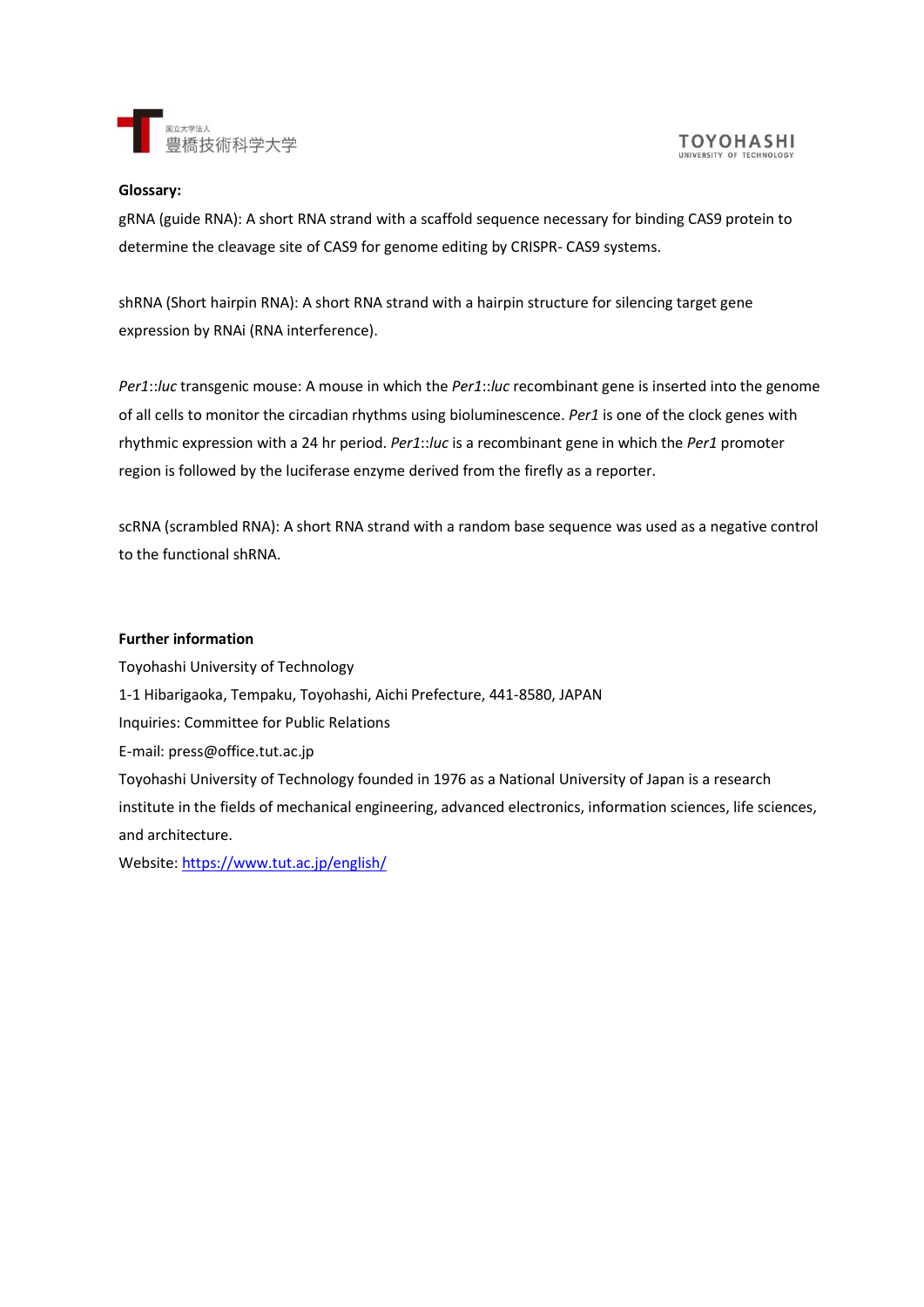**Glossary:**

gRNA (guide RNA): A short RNA strand with a scaffold sequence necessary for binding CAS9 protein to determine the cleavage site of CAS9 for genome editing by CRISPR- CAS9 systems.

shRNA (Short hairpin RNA): A short RNA strand with a hairpin structure for silencing target gene expression by RNAi (RNA interference).

*Per1*::*luc* transgenic mouse: A mouse in which the *Per1*::*luc* recombinant gene is inserted into the genome of all cells to monitor the circadian rhythms using bioluminescence. *Per1* is one of the clock genes with rhythmic expression with a 24 hr period. *Per1*::*luc* is a recombinant gene in which the *Per1* promoter region is followed by the luciferase enzyme derived from the firefly as a reporter.

scRNA (scrambled RNA): A short RNA strand with a random base sequence was used as a negative control to the functional shRNA.

**Further information**

Toyohashi University of Technology

1-1 Hibarigaoka, Tempaku, Toyohashi, Aichi Prefecture, 441-8580, JAPAN

Inquiries: Committee for Public Relations

E-mail: press@office.tut.ac.jp

Toyohashi University of Technology founded in 1976 as a National University of Japan is a research institute in the fields of mechanical engineering, advanced electronics, information sciences, life sciences, and architecture.

Website: [https://www.tut.ac.jp/english/](https://www.tut.ac.jp/english/)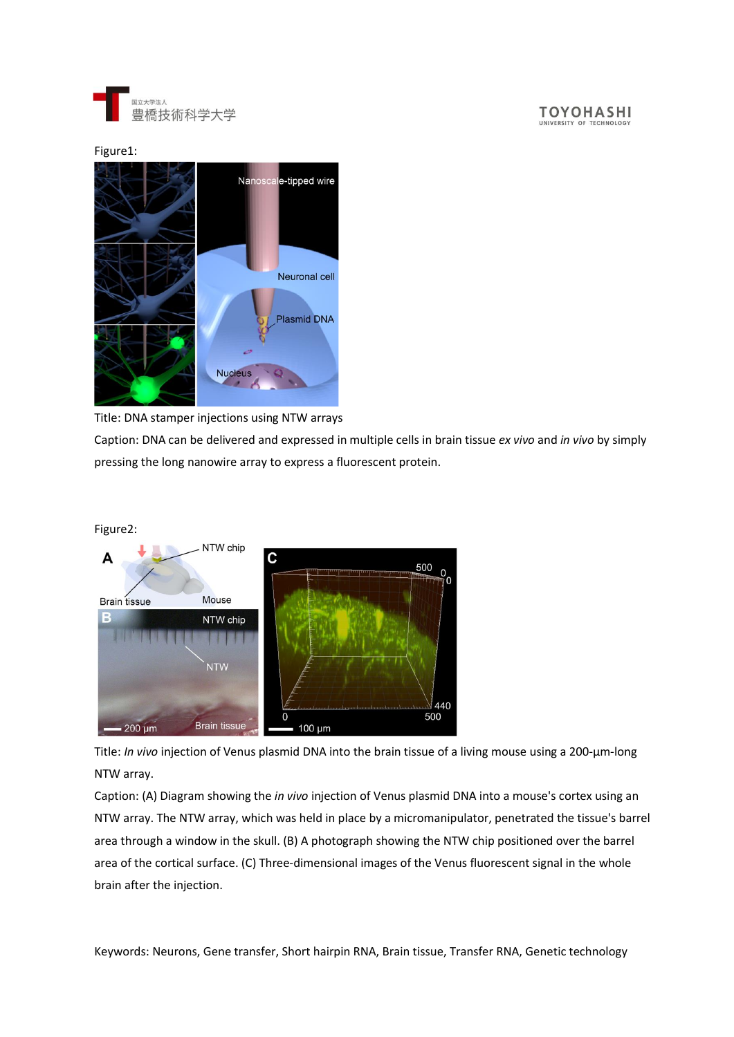Figure1:

Nanoscale-tipped wire

Neuronal cell

Plasmid DNA

Nucleus

Title: DNA stamper injections using NTW arrays

Caption: DNA can be delivered and expressed in multiple cells in brain tissue *ex vivo* and *in vivo* by simply pressing the long nanowire array to express a fluorescent protein.

Figure2:

A

NTW chip

Brain tissue

Mouse

B

NTW chip

NTW

200 µm

Brain tissue

C

500

0

0

440

0

500

100 µm

Title: *In vivo* injection of Venus plasmid DNA into the brain tissue of a living mouse using a 200-µm-long NTW array.

Caption: (A) Diagram showing the *in vivo* injection of Venus plasmid DNA into a mouse's cortex using an NTW array. The NTW array, which was held in place by a micromanipulator, penetrated the tissue's barrel area through a window in the skull. (B) A photograph showing the NTW chip positioned over the barrel area of the cortical surface. (C) Three-dimensional images of the Venus fluorescent signal in the whole brain after the injection.

Keywords: Neurons, Gene transfer, Short hairpin RNA, Brain tissue, Transfer RNA, Genetic technology